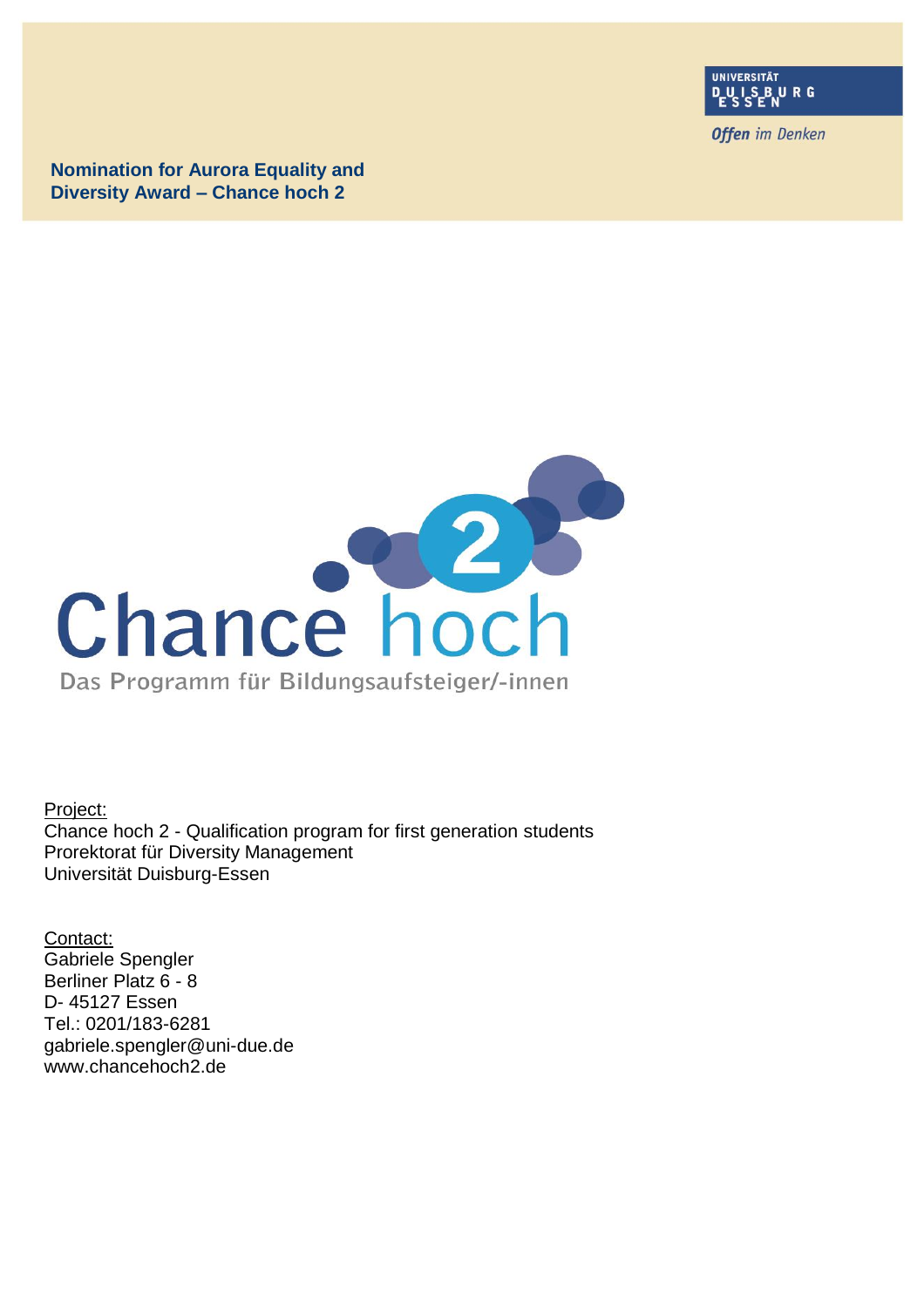UNIVERSITÄT DUISBURG ESSEN

*Offen im Denken*

**Nomination for Aurora Equality and Diversity Award – Chance hoch 2**

Chance hoch 2

Das Programm für Bildungsaufsteiger/-innen

Project:
Chance hoch 2 - Qualification program for first generation students
Prorektorat für Diversity Management
Universität Duisburg-Essen

Contact:
Gabriele Spengler
Berliner Platz 6 - 8
D- 45127 Essen
Tel.: 0201/183-6281
gabriele.spengler@uni-due.de
www.chancehoch2.de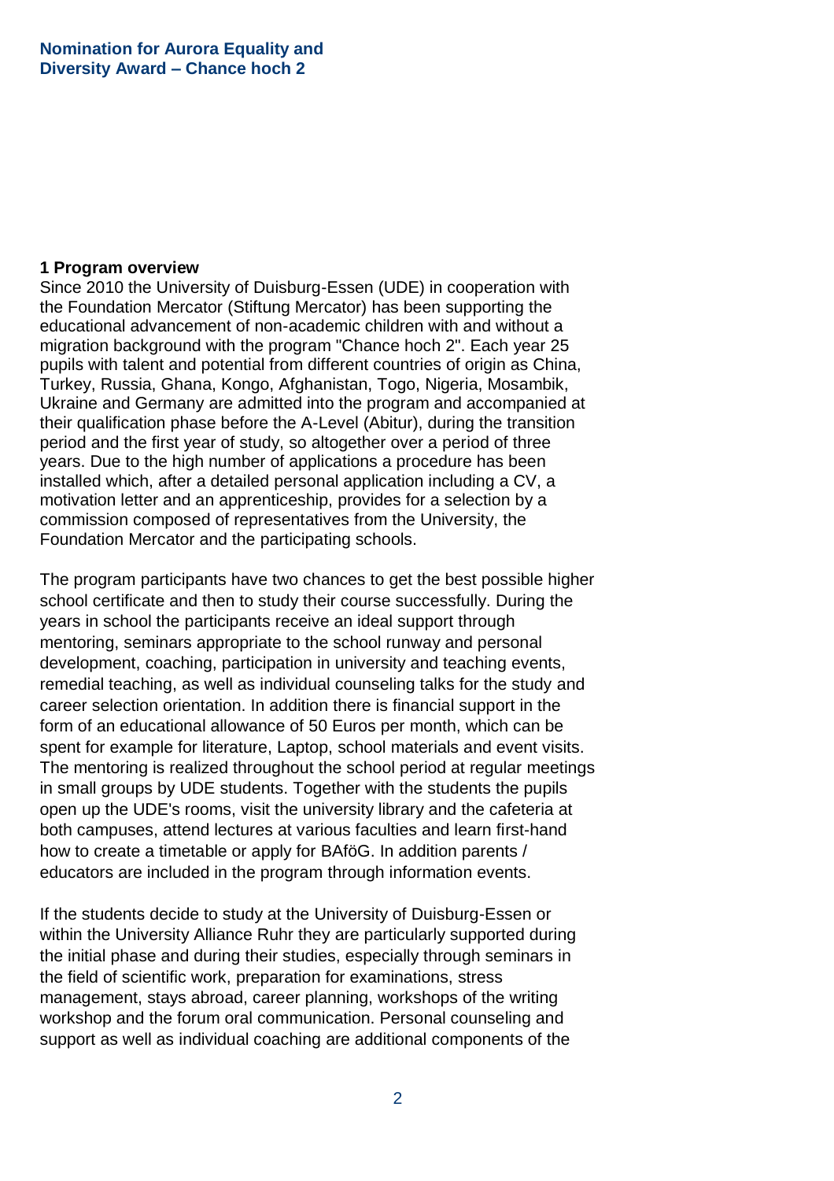**Nomination for Aurora Equality and Diversity Award – Chance hoch 2**

## 1 Program overview

Since 2010 the University of Duisburg-Essen (UDE) in cooperation with the Foundation Mercator (Stiftung Mercator) has been supporting the educational advancement of non-academic children with and without a migration background with the program "Chance hoch 2". Each year 25 pupils with talent and potential from different countries of origin as China, Turkey, Russia, Ghana, Kongo, Afghanistan, Togo, Nigeria, Mosambik, Ukraine and Germany are admitted into the program and accompanied at their qualification phase before the A-Level (Abitur), during the transition period and the first year of study, so altogether over a period of three years. Due to the high number of applications a procedure has been installed which, after a detailed personal application including a CV, a motivation letter and an apprenticeship, provides for a selection by a commission composed of representatives from the University, the Foundation Mercator and the participating schools.

The program participants have two chances to get the best possible higher school certificate and then to study their course successfully. During the years in school the participants receive an ideal support through mentoring, seminars appropriate to the school runway and personal development, coaching, participation in university and teaching events, remedial teaching, as well as individual counseling talks for the study and career selection orientation. In addition there is financial support in the form of an educational allowance of 50 Euros per month, which can be spent for example for literature, Laptop, school materials and event visits. The mentoring is realized throughout the school period at regular meetings in small groups by UDE students. Together with the students the pupils open up the UDE's rooms, visit the university library and the cafeteria at both campuses, attend lectures at various faculties and learn first-hand how to create a timetable or apply for BAföG. In addition parents / educators are included in the program through information events.

If the students decide to study at the University of Duisburg-Essen or within the University Alliance Ruhr they are particularly supported during the initial phase and during their studies, especially through seminars in the field of scientific work, preparation for examinations, stress management, stays abroad, career planning, workshops of the writing workshop and the forum oral communication. Personal counseling and support as well as individual coaching are additional components of the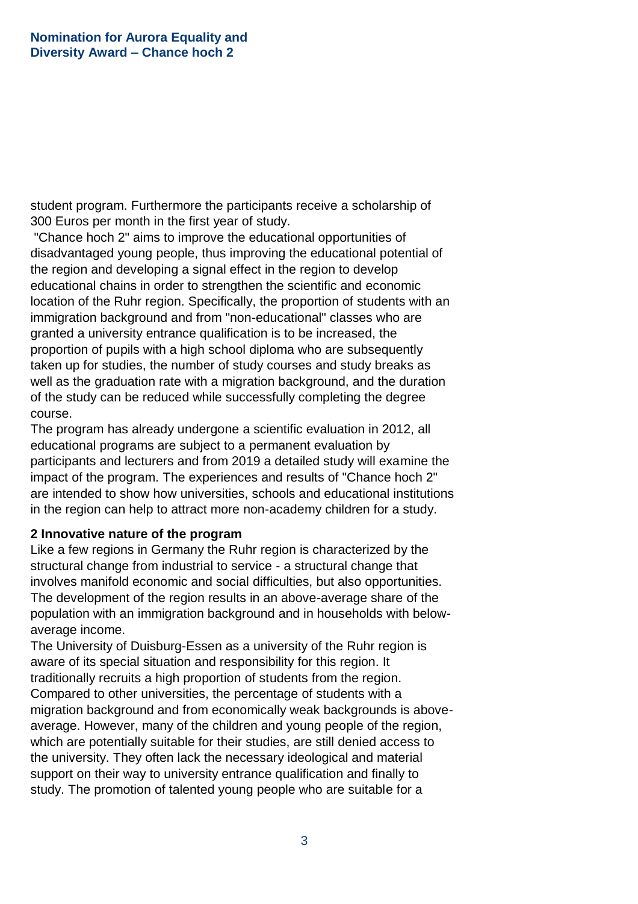student program. Furthermore the participants receive a scholarship of 300 Euros per month in the first year of study.

"Chance hoch 2" aims to improve the educational opportunities of disadvantaged young people, thus improving the educational potential of the region and developing a signal effect in the region to develop educational chains in order to strengthen the scientific and economic location of the Ruhr region. Specifically, the proportion of students with an immigration background and from "non-educational" classes who are granted a university entrance qualification is to be increased, the proportion of pupils with a high school diploma who are subsequently taken up for studies, the number of study courses and study breaks as well as the graduation rate with a migration background, and the duration of the study can be reduced while successfully completing the degree course.

The program has already undergone a scientific evaluation in 2012, all educational programs are subject to a permanent evaluation by participants and lecturers and from 2019 a detailed study will examine the impact of the program. The experiences and results of "Chance hoch 2" are intended to show how universities, schools and educational institutions in the region can help to attract more non-academy children for a study.

## 2 Innovative nature of the program

Like a few regions in Germany the Ruhr region is characterized by the structural change from industrial to service - a structural change that involves manifold economic and social difficulties, but also opportunities. The development of the region results in an above-average share of the population with an immigration background and in households with below-average income.

The University of Duisburg-Essen as a university of the Ruhr region is aware of its special situation and responsibility for this region. It traditionally recruits a high proportion of students from the region. Compared to other universities, the percentage of students with a migration background and from economically weak backgrounds is above-average. However, many of the children and young people of the region, which are potentially suitable for their studies, are still denied access to the university. They often lack the necessary ideological and material support on their way to university entrance qualification and finally to study. The promotion of talented young people who are suitable for a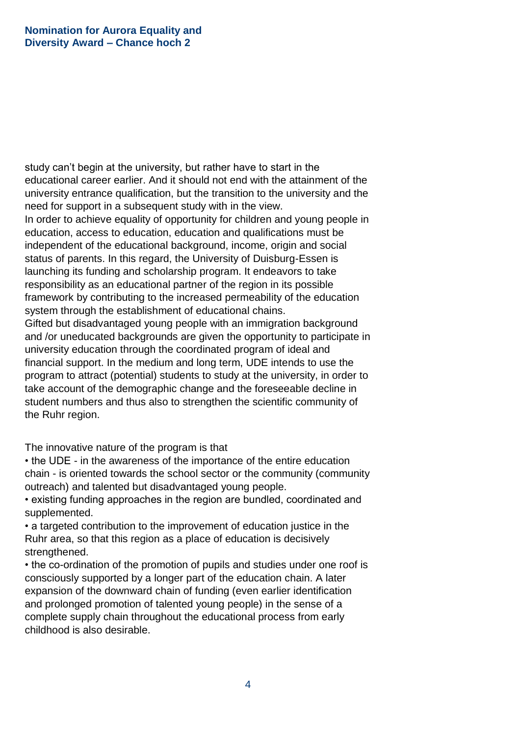study can't begin at the university, but rather have to start in the educational career earlier. And it should not end with the attainment of the university entrance qualification, but the transition to the university and the need for support in a subsequent study with in the view.

In order to achieve equality of opportunity for children and young people in education, access to education, education and qualifications must be independent of the educational background, income, origin and social status of parents. In this regard, the University of Duisburg-Essen is launching its funding and scholarship program. It endeavors to take responsibility as an educational partner of the region in its possible framework by contributing to the increased permeability of the education system through the establishment of educational chains.

Gifted but disadvantaged young people with an immigration background and /or uneducated backgrounds are given the opportunity to participate in university education through the coordinated program of ideal and financial support. In the medium and long term, UDE intends to use the program to attract (potential) students to study at the university, in order to take account of the demographic change and the foreseeable decline in student numbers and thus also to strengthen the scientific community of the Ruhr region.

The innovative nature of the program is that

- the UDE - in the awareness of the importance of the entire education chain - is oriented towards the school sector or the community (community outreach) and talented but disadvantaged young people.
- existing funding approaches in the region are bundled, coordinated and supplemented.
- a targeted contribution to the improvement of education justice in the Ruhr area, so that this region as a place of education is decisively strengthened.
- the co-ordination of the promotion of pupils and studies under one roof is consciously supported by a longer part of the education chain. A later expansion of the downward chain of funding (even earlier identification and prolonged promotion of talented young people) in the sense of a complete supply chain throughout the educational process from early childhood is also desirable.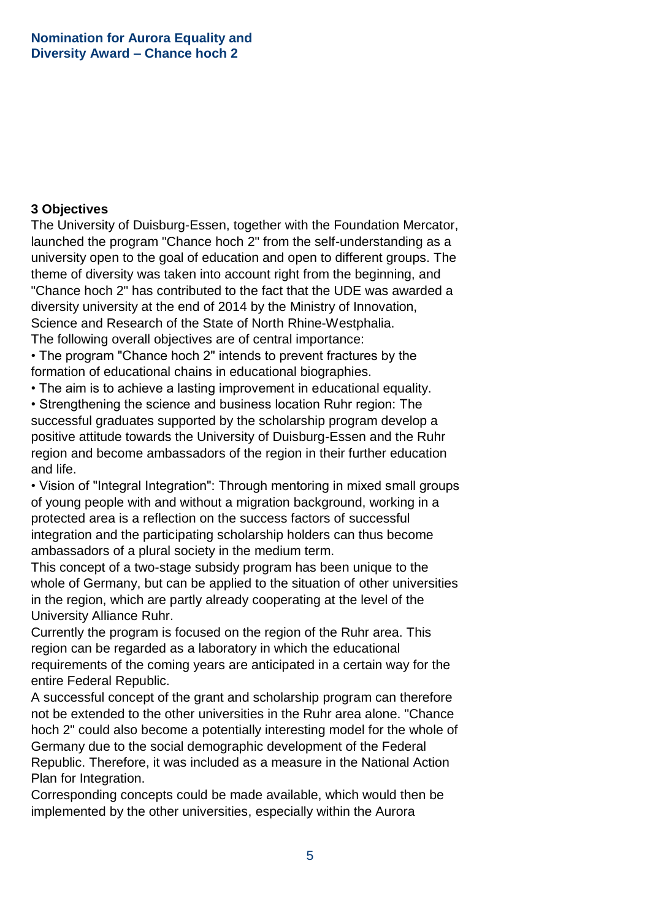## 3 Objectives

The University of Duisburg-Essen, together with the Foundation Mercator, launched the program "Chance hoch 2" from the self-understanding as a university open to the goal of education and open to different groups. The theme of diversity was taken into account right from the beginning, and "Chance hoch 2" has contributed to the fact that the UDE was awarded a diversity university at the end of 2014 by the Ministry of Innovation, Science and Research of the State of North Rhine-Westphalia.

The following overall objectives are of central importance:

- The program "Chance hoch 2" intends to prevent fractures by the formation of educational chains in educational biographies.
- The aim is to achieve a lasting improvement in educational equality.
- Strengthening the science and business location Ruhr region: The successful graduates supported by the scholarship program develop a positive attitude towards the University of Duisburg-Essen and the Ruhr region and become ambassadors of the region in their further education and life.
- Vision of "Integral Integration": Through mentoring in mixed small groups of young people with and without a migration background, working in a protected area is a reflection on the success factors of successful integration and the participating scholarship holders can thus become ambassadors of a plural society in the medium term.

This concept of a two-stage subsidy program has been unique to the whole of Germany, but can be applied to the situation of other universities in the region, which are partly already cooperating at the level of the University Alliance Ruhr.

Currently the program is focused on the region of the Ruhr area. This region can be regarded as a laboratory in which the educational requirements of the coming years are anticipated in a certain way for the entire Federal Republic.

A successful concept of the grant and scholarship program can therefore not be extended to the other universities in the Ruhr area alone. "Chance hoch 2" could also become a potentially interesting model for the whole of Germany due to the social demographic development of the Federal Republic. Therefore, it was included as a measure in the National Action Plan for Integration.

Corresponding concepts could be made available, which would then be implemented by the other universities, especially within the Aurora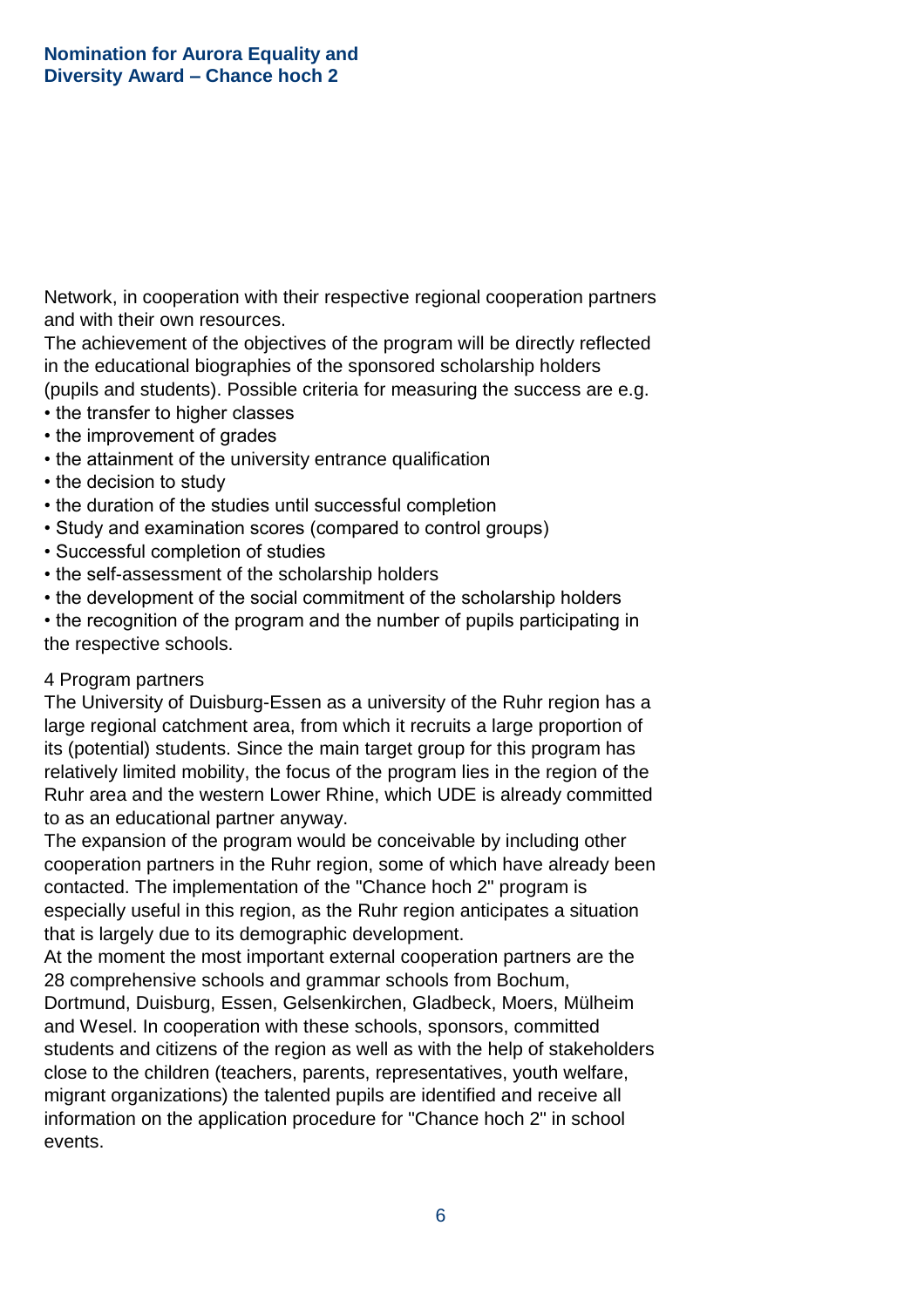Network, in cooperation with their respective regional cooperation partners and with their own resources.

The achievement of the objectives of the program will be directly reflected in the educational biographies of the sponsored scholarship holders (pupils and students). Possible criteria for measuring the success are e.g.

- the transfer to higher classes
- the improvement of grades
- the attainment of the university entrance qualification
- the decision to study
- the duration of the studies until successful completion
- Study and examination scores (compared to control groups)
- Successful completion of studies
- the self-assessment of the scholarship holders
- the development of the social commitment of the scholarship holders
- the recognition of the program and the number of pupils participating in the respective schools.

## 4 Program partners

The University of Duisburg-Essen as a university of the Ruhr region has a large regional catchment area, from which it recruits a large proportion of its (potential) students. Since the main target group for this program has relatively limited mobility, the focus of the program lies in the region of the Ruhr area and the western Lower Rhine, which UDE is already committed to as an educational partner anyway.

The expansion of the program would be conceivable by including other cooperation partners in the Ruhr region, some of which have already been contacted. The implementation of the "Chance hoch 2" program is especially useful in this region, as the Ruhr region anticipates a situation that is largely due to its demographic development.

At the moment the most important external cooperation partners are the 28 comprehensive schools and grammar schools from Bochum, Dortmund, Duisburg, Essen, Gelsenkirchen, Gladbeck, Moers, Mülheim and Wesel. In cooperation with these schools, sponsors, committed students and citizens of the region as well as with the help of stakeholders close to the children (teachers, parents, representatives, youth welfare, migrant organizations) the talented pupils are identified and receive all information on the application procedure for "Chance hoch 2" in school events.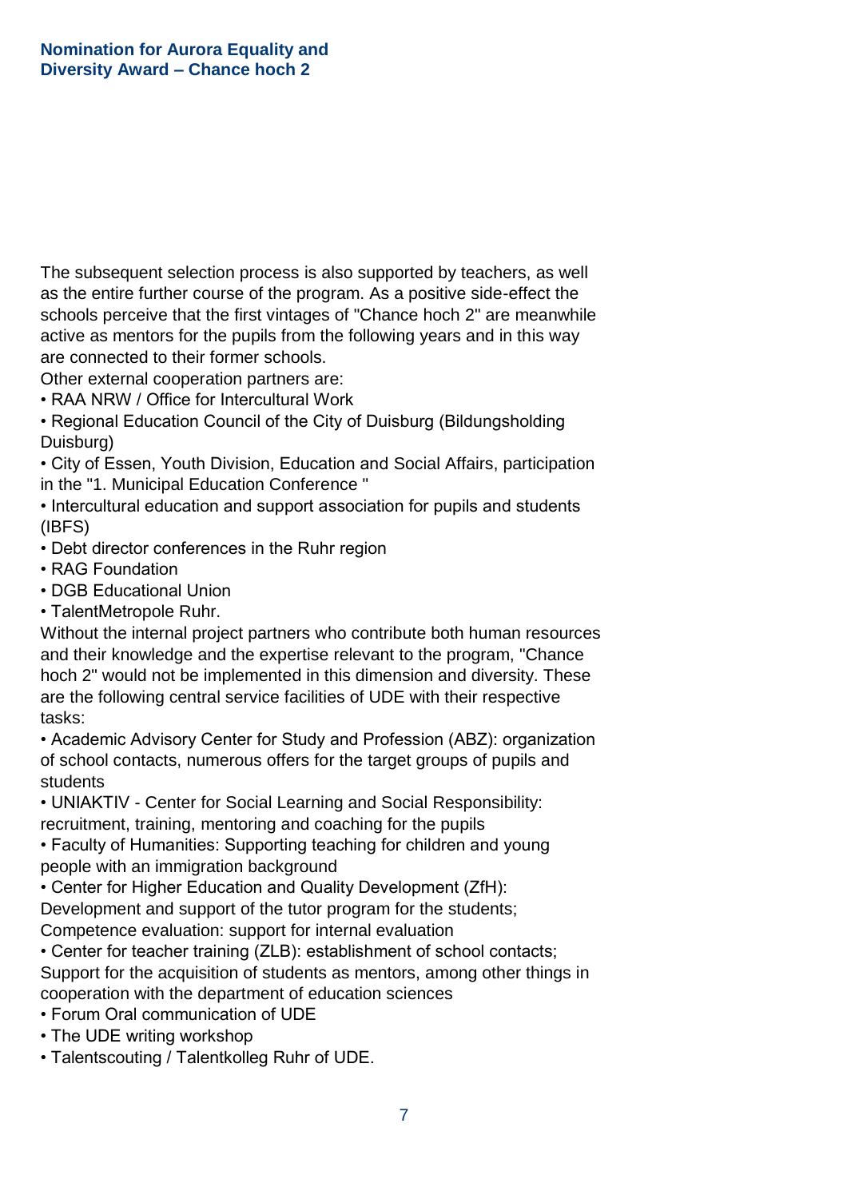The subsequent selection process is also supported by teachers, as well as the entire further course of the program. As a positive side-effect the schools perceive that the first vintages of "Chance hoch 2" are meanwhile active as mentors for the pupils from the following years and in this way are connected to their former schools.

Other external cooperation partners are:

- RAA NRW / Office for Intercultural Work
- Regional Education Council of the City of Duisburg (Bildungsholding Duisburg)
- City of Essen, Youth Division, Education and Social Affairs, participation in the "1. Municipal Education Conference "
- Intercultural education and support association for pupils and students (IBFS)
- Debt director conferences in the Ruhr region
- RAG Foundation
- DGB Educational Union
- TalentMetropole Ruhr.

Without the internal project partners who contribute both human resources and their knowledge and the expertise relevant to the program, "Chance hoch 2" would not be implemented in this dimension and diversity. These are the following central service facilities of UDE with their respective tasks:

- Academic Advisory Center for Study and Profession (ABZ): organization of school contacts, numerous offers for the target groups of pupils and students
- UNIAKTIV - Center for Social Learning and Social Responsibility: recruitment, training, mentoring and coaching for the pupils
- Faculty of Humanities: Supporting teaching for children and young people with an immigration background
- Center for Higher Education and Quality Development (ZfH): Development and support of the tutor program for the students; Competence evaluation: support for internal evaluation
- Center for teacher training (ZLB): establishment of school contacts; Support for the acquisition of students as mentors, among other things in cooperation with the department of education sciences
- Forum Oral communication of UDE
- The UDE writing workshop
- Talentscouting / Talentkolleg Ruhr of UDE.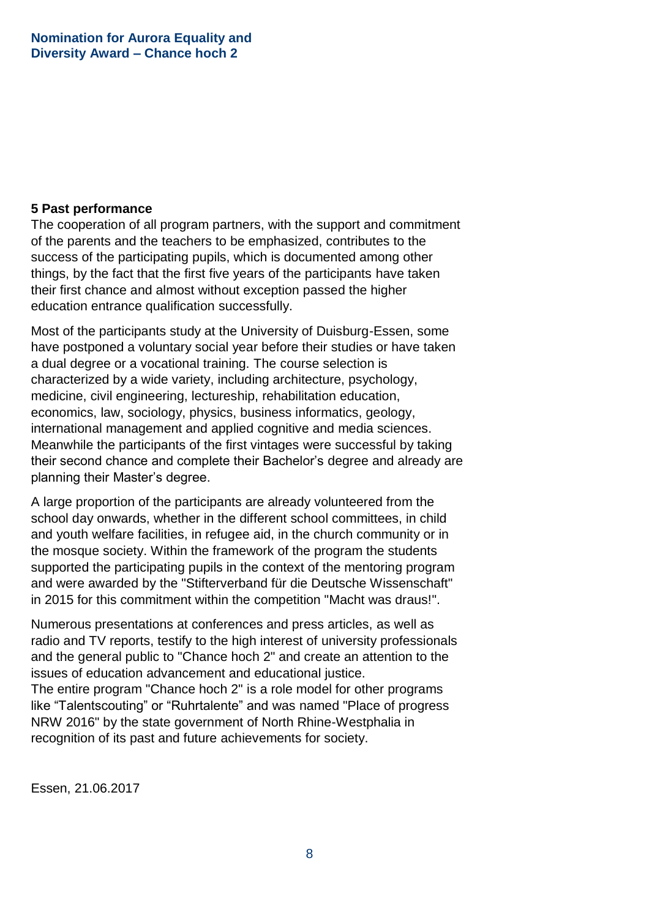## 5 Past performance

The cooperation of all program partners, with the support and commitment of the parents and the teachers to be emphasized, contributes to the success of the participating pupils, which is documented among other things, by the fact that the first five years of the participants have taken their first chance and almost without exception passed the higher education entrance qualification successfully.

Most of the participants study at the University of Duisburg-Essen, some have postponed a voluntary social year before their studies or have taken a dual degree or a vocational training. The course selection is characterized by a wide variety, including architecture, psychology, medicine, civil engineering, lectureship, rehabilitation education, economics, law, sociology, physics, business informatics, geology, international management and applied cognitive and media sciences. Meanwhile the participants of the first vintages were successful by taking their second chance and complete their Bachelor's degree and already are planning their Master's degree.

A large proportion of the participants are already volunteered from the school day onwards, whether in the different school committees, in child and youth welfare facilities, in refugee aid, in the church community or in the mosque society. Within the framework of the program the students supported the participating pupils in the context of the mentoring program and were awarded by the "Stifterverband für die Deutsche Wissenschaft" in 2015 for this commitment within the competition "Macht was draus!".

Numerous presentations at conferences and press articles, as well as radio and TV reports, testify to the high interest of university professionals and the general public to "Chance hoch 2" and create an attention to the issues of education advancement and educational justice.
The entire program "Chance hoch 2" is a role model for other programs like "Talentscouting" or "Ruhrtalente" and was named "Place of progress NRW 2016" by the state government of North Rhine-Westphalia in recognition of its past and future achievements for society.

Essen, 21.06.2017